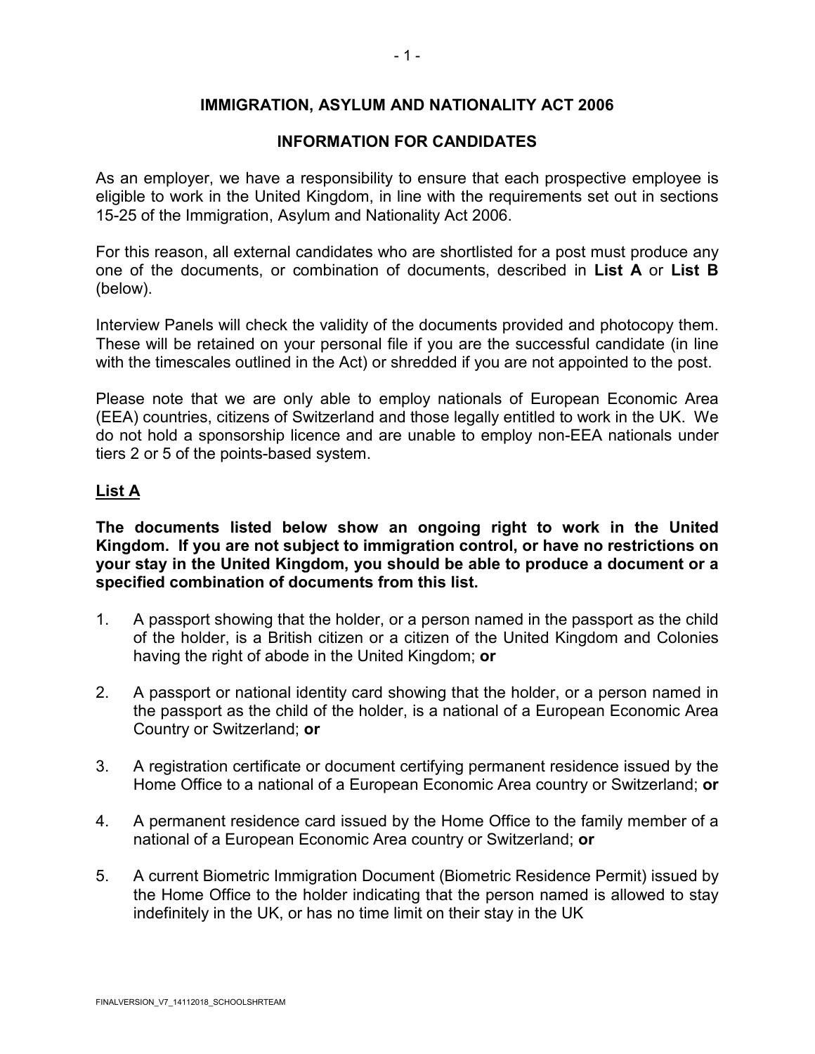# IMMIGRATION, ASYLUM AND NATIONALITY ACT 2006

## INFORMATION FOR CANDIDATES

As an employer, we have a responsibility to ensure that each prospective employee is eligible to work in the United Kingdom, in line with the requirements set out in sections 15-25 of the Immigration, Asylum and Nationality Act 2006.

For this reason, all external candidates who are shortlisted for a post must produce any one of the documents, or combination of documents, described in **List A** or **List B** (below).

Interview Panels will check the validity of the documents provided and photocopy them. These will be retained on your personal file if you are the successful candidate (in line with the timescales outlined in the Act) or shredded if you are not appointed to the post.

Please note that we are only able to employ nationals of European Economic Area (EEA) countries, citizens of Switzerland and those legally entitled to work in the UK. We do not hold a sponsorship licence and are unable to employ non-EEA nationals under tiers 2 or 5 of the points-based system.

### List A

**The documents listed below show an ongoing right to work in the United Kingdom. If you are not subject to immigration control, or have no restrictions on your stay in the United Kingdom, you should be able to produce a document or a specified combination of documents from this list.**

1. A passport showing that the holder, or a person named in the passport as the child of the holder, is a British citizen or a citizen of the United Kingdom and Colonies having the right of abode in the United Kingdom; **or**

2. A passport or national identity card showing that the holder, or a person named in the passport as the child of the holder, is a national of a European Economic Area Country or Switzerland; **or**

3. A registration certificate or document certifying permanent residence issued by the Home Office to a national of a European Economic Area country or Switzerland; **or**

4. A permanent residence card issued by the Home Office to the family member of a national of a European Economic Area country or Switzerland; **or**

5. A current Biometric Immigration Document (Biometric Residence Permit) issued by the Home Office to the holder indicating that the person named is allowed to stay indefinitely in the UK, or has no time limit on their stay in the UK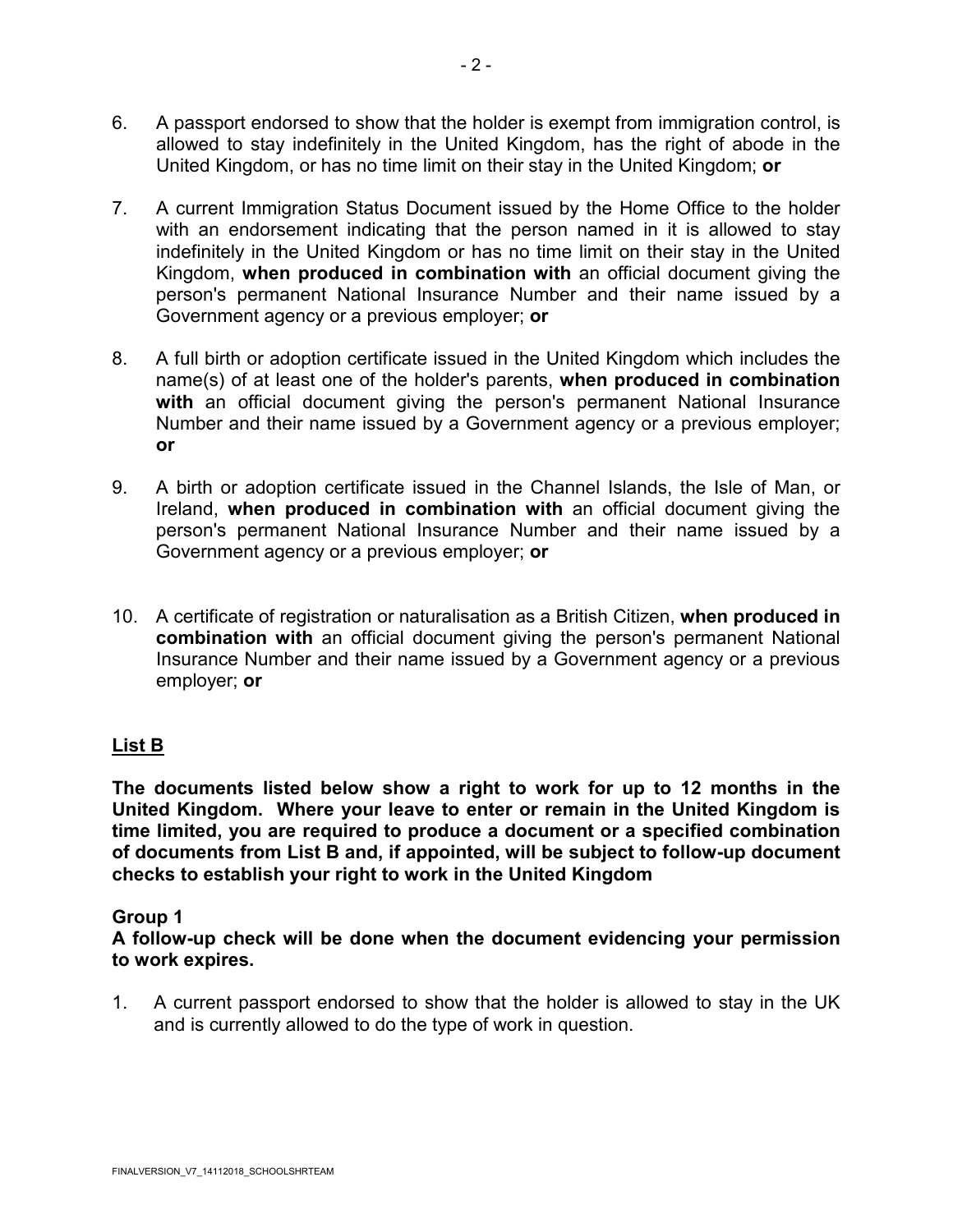6. A passport endorsed to show that the holder is exempt from immigration control, is allowed to stay indefinitely in the United Kingdom, has the right of abode in the United Kingdom, or has no time limit on their stay in the United Kingdom; **or**

7. A current Immigration Status Document issued by the Home Office to the holder with an endorsement indicating that the person named in it is allowed to stay indefinitely in the United Kingdom or has no time limit on their stay in the United Kingdom, **when produced in combination with** an official document giving the person's permanent National Insurance Number and their name issued by a Government agency or a previous employer; **or**

8. A full birth or adoption certificate issued in the United Kingdom which includes the name(s) of at least one of the holder's parents, **when produced in combination with** an official document giving the person's permanent National Insurance Number and their name issued by a Government agency or a previous employer; **or**

9. A birth or adoption certificate issued in the Channel Islands, the Isle of Man, or Ireland, **when produced in combination with** an official document giving the person's permanent National Insurance Number and their name issued by a Government agency or a previous employer; **or**

10. A certificate of registration or naturalisation as a British Citizen, **when produced in combination with** an official document giving the person's permanent National Insurance Number and their name issued by a Government agency or a previous employer; **or**

**List B**

**The documents listed below show a right to work for up to 12 months in the United Kingdom. Where your leave to enter or remain in the United Kingdom is time limited, you are required to produce a document or a specified combination of documents from List B and, if appointed, will be subject to follow-up document checks to establish your right to work in the United Kingdom**

**Group 1**
**A follow-up check will be done when the document evidencing your permission to work expires.**

1. A current passport endorsed to show that the holder is allowed to stay in the UK and is currently allowed to do the type of work in question.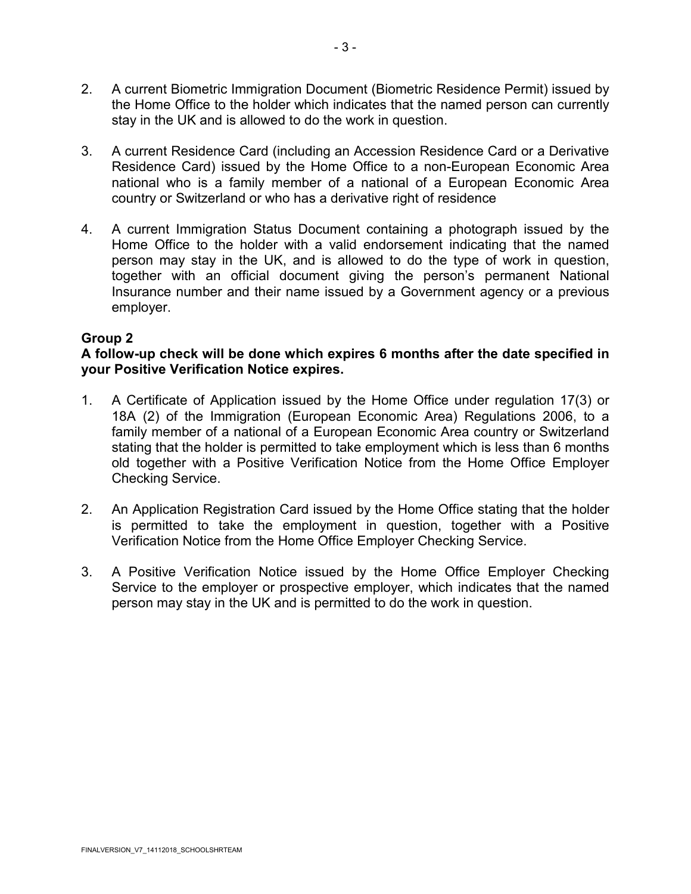2. A current Biometric Immigration Document (Biometric Residence Permit) issued by the Home Office to the holder which indicates that the named person can currently stay in the UK and is allowed to do the work in question.

3. A current Residence Card (including an Accession Residence Card or a Derivative Residence Card) issued by the Home Office to a non-European Economic Area national who is a family member of a national of a European Economic Area country or Switzerland or who has a derivative right of residence

4. A current Immigration Status Document containing a photograph issued by the Home Office to the holder with a valid endorsement indicating that the named person may stay in the UK, and is allowed to do the type of work in question, together with an official document giving the person's permanent National Insurance number and their name issued by a Government agency or a previous employer.

**Group 2**

**A follow-up check will be done which expires 6 months after the date specified in your Positive Verification Notice expires.**

1. A Certificate of Application issued by the Home Office under regulation 17(3) or 18A (2) of the Immigration (European Economic Area) Regulations 2006, to a family member of a national of a European Economic Area country or Switzerland stating that the holder is permitted to take employment which is less than 6 months old together with a Positive Verification Notice from the Home Office Employer Checking Service.

2. An Application Registration Card issued by the Home Office stating that the holder is permitted to take the employment in question, together with a Positive Verification Notice from the Home Office Employer Checking Service.

3. A Positive Verification Notice issued by the Home Office Employer Checking Service to the employer or prospective employer, which indicates that the named person may stay in the UK and is permitted to do the work in question.